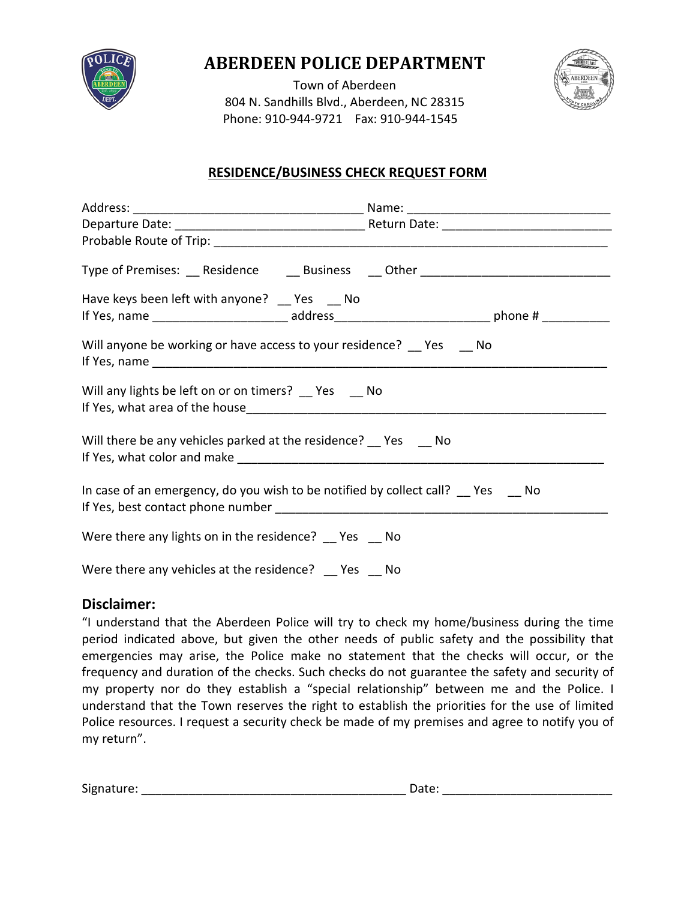# ABERDEEN POLICE DEPARTMENT

Town of Aberdeen
804 N. Sandhills Blvd., Aberdeen, NC 28315
Phone: 910-944-9721 Fax: 910-944-1545

## RESIDENCE/BUSINESS CHECK REQUEST FORM

Address: __________________________________ Name: ______________________________
Departure Date: ___________________________ Return Date: _________________________
Probable Route of Trip: ___________________________________________________________

Type of Premises: __ Residence __ Business __ Other ___________________________

Have keys been left with anyone? __ Yes __ No
If Yes, name ___________________ address______________________ phone # __________

Will anyone be working or have access to your residence? __ Yes __ No
If Yes, name ____________________________________________________________________

Will any lights be left on or on timers? __ Yes __ No
If Yes, what area of the house_______________________________________________________

Will there be any vehicles parked at the residence? __ Yes __ No
If Yes, what color and make _________________________________________________________

In case of an emergency, do you wish to be notified by collect call? __ Yes __ No
If Yes, best contact phone number ____________________________________________________

Were there any lights on in the residence? __ Yes __ No

Were there any vehicles at the residence? __ Yes __ No

## Disclaimer:

"I understand that the Aberdeen Police will try to check my home/business during the time period indicated above, but given the other needs of public safety and the possibility that emergencies may arise, the Police make no statement that the checks will occur, or the frequency and duration of the checks. Such checks do not guarantee the safety and security of my property nor do they establish a "special relationship" between me and the Police. I understand that the Town reserves the right to establish the priorities for the use of limited Police resources. I request a security check be made of my premises and agree to notify you of my return".

Signature: ______________________________________ Date: ________________________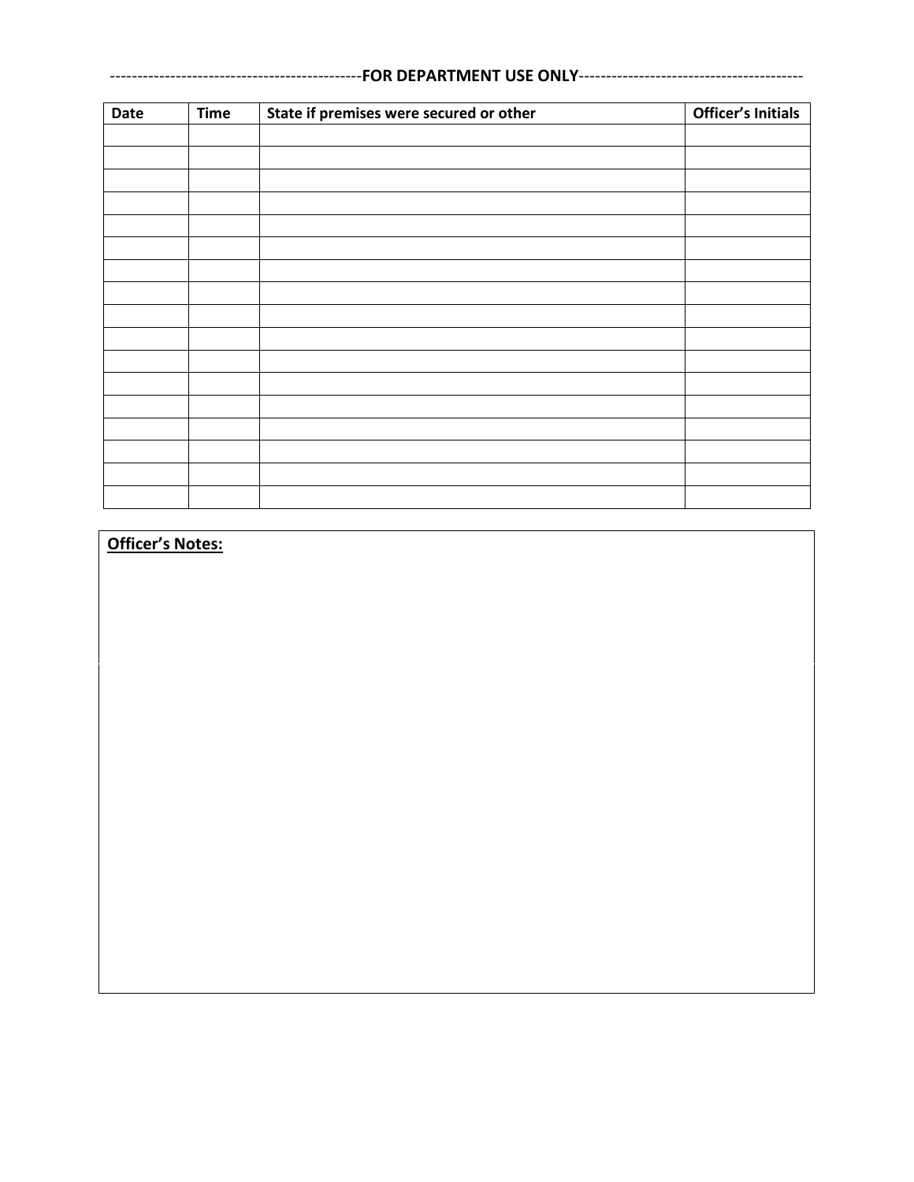-----------------------------------------------FOR DEPARTMENT USE ONLY-----------------------------------------

| Date | Time | State if premises were secured or other | Officer's Initials |
| --- | --- | --- | --- |
| | | | |
| | | | |
| | | | |
| | | | |
| | | | |
| | | | |
| | | | |
| | | | |
| | | | |
| | | | |
| | | | |
| | | | |
| | | | |
| | | | |
| | | | |
| | | | |
| | | | |

**Officer's Notes:**